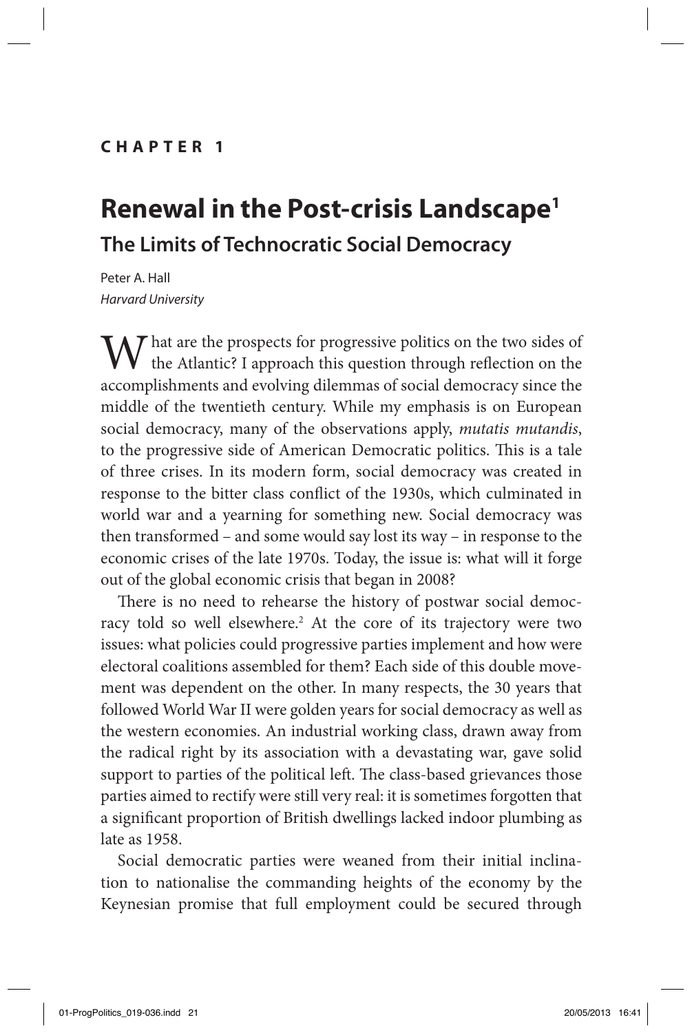**CHAPTER 1**

# Renewal in the Post-crisis Landscape[1]

## The Limits of Technocratic Social Democracy

Peter A. Hall
*Harvard University*

What are the prospects for progressive politics on the two sides of the Atlantic? I approach this question through reflection on the accomplishments and evolving dilemmas of social democracy since the middle of the twentieth century. While my emphasis is on European social democracy, many of the observations apply, *mutatis mutandis*, to the progressive side of American Democratic politics. This is a tale of three crises. In its modern form, social democracy was created in response to the bitter class conflict of the 1930s, which culminated in world war and a yearning for something new. Social democracy was then transformed – and some would say lost its way – in response to the economic crises of the late 1970s. Today, the issue is: what will it forge out of the global economic crisis that began in 2008?

There is no need to rehearse the history of postwar social democracy told so well elsewhere.[2] At the core of its trajectory were two issues: what policies could progressive parties implement and how were electoral coalitions assembled for them? Each side of this double movement was dependent on the other. In many respects, the 30 years that followed World War II were golden years for social democracy as well as the western economies. An industrial working class, drawn away from the radical right by its association with a devastating war, gave solid support to parties of the political left. The class-based grievances those parties aimed to rectify were still very real: it is sometimes forgotten that a significant proportion of British dwellings lacked indoor plumbing as late as 1958.

Social democratic parties were weaned from their initial inclination to nationalise the commanding heights of the economy by the Keynesian promise that full employment could be secured through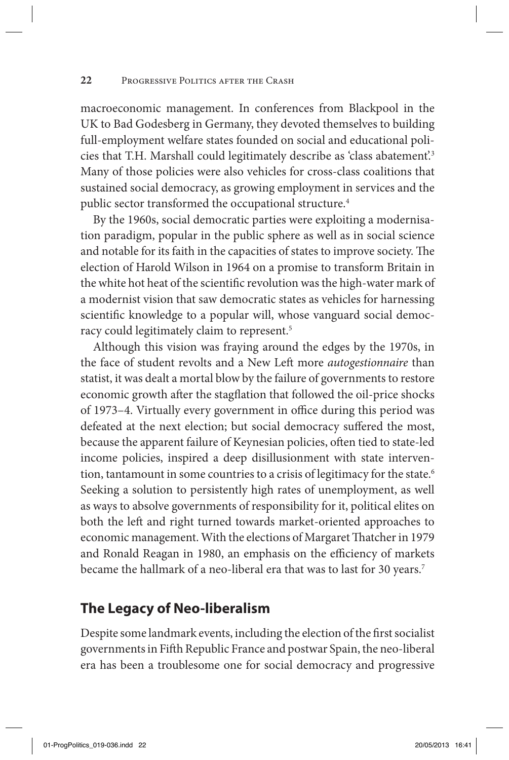macroeconomic management. In conferences from Blackpool in the UK to Bad Godesberg in Germany, they devoted themselves to building full-employment welfare states founded on social and educational policies that T.H. Marshall could legitimately describe as 'class abatement'.[3] Many of those policies were also vehicles for cross-class coalitions that sustained social democracy, as growing employment in services and the public sector transformed the occupational structure.[4]

By the 1960s, social democratic parties were exploiting a modernisation paradigm, popular in the public sphere as well as in social science and notable for its faith in the capacities of states to improve society. The election of Harold Wilson in 1964 on a promise to transform Britain in the white hot heat of the scientific revolution was the high-water mark of a modernist vision that saw democratic states as vehicles for harnessing scientific knowledge to a popular will, whose vanguard social democracy could legitimately claim to represent.[5]

Although this vision was fraying around the edges by the 1970s, in the face of student revolts and a New Left more *autogestionnaire* than statist, it was dealt a mortal blow by the failure of governments to restore economic growth after the stagflation that followed the oil-price shocks of 1973–4. Virtually every government in office during this period was defeated at the next election; but social democracy suffered the most, because the apparent failure of Keynesian policies, often tied to state-led income policies, inspired a deep disillusionment with state intervention, tantamount in some countries to a crisis of legitimacy for the state.[6] Seeking a solution to persistently high rates of unemployment, as well as ways to absolve governments of responsibility for it, political elites on both the left and right turned towards market-oriented approaches to economic management. With the elections of Margaret Thatcher in 1979 and Ronald Reagan in 1980, an emphasis on the efficiency of markets became the hallmark of a neo-liberal era that was to last for 30 years.[7]

## The Legacy of Neo-liberalism

Despite some landmark events, including the election of the first socialist governments in Fifth Republic France and postwar Spain, the neo-liberal era has been a troublesome one for social democracy and progressive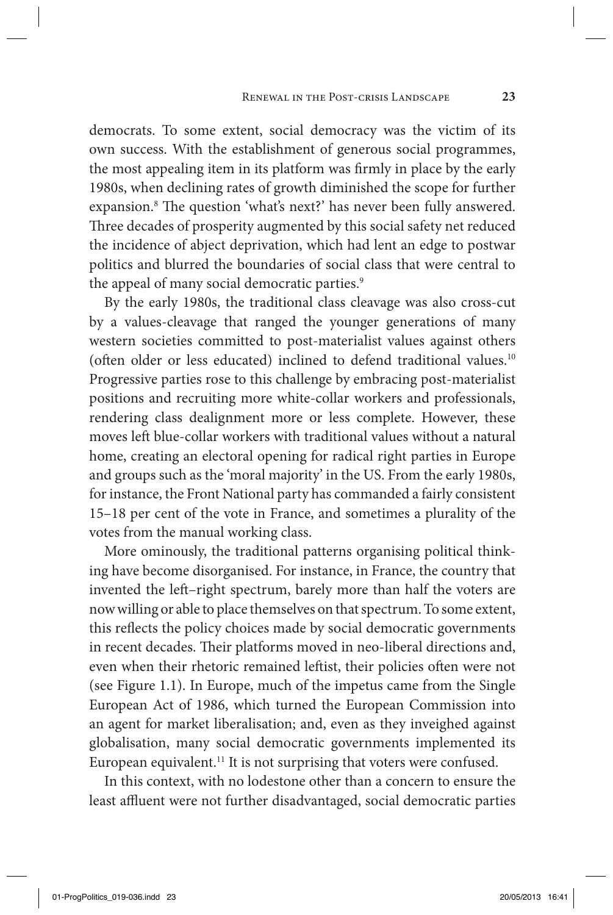democrats. To some extent, social democracy was the victim of its own success. With the establishment of generous social programmes, the most appealing item in its platform was firmly in place by the early 1980s, when declining rates of growth diminished the scope for further expansion.[8] The question 'what's next?' has never been fully answered. Three decades of prosperity augmented by this social safety net reduced the incidence of abject deprivation, which had lent an edge to postwar politics and blurred the boundaries of social class that were central to the appeal of many social democratic parties.[9]

By the early 1980s, the traditional class cleavage was also cross-cut by a values-cleavage that ranged the younger generations of many western societies committed to post-materialist values against others (often older or less educated) inclined to defend traditional values.[10] Progressive parties rose to this challenge by embracing post-materialist positions and recruiting more white-collar workers and professionals, rendering class dealignment more or less complete. However, these moves left blue-collar workers with traditional values without a natural home, creating an electoral opening for radical right parties in Europe and groups such as the 'moral majority' in the US. From the early 1980s, for instance, the Front National party has commanded a fairly consistent 15–18 per cent of the vote in France, and sometimes a plurality of the votes from the manual working class.

More ominously, the traditional patterns organising political thinking have become disorganised. For instance, in France, the country that invented the left–right spectrum, barely more than half the voters are now willing or able to place themselves on that spectrum. To some extent, this reflects the policy choices made by social democratic governments in recent decades. Their platforms moved in neo-liberal directions and, even when their rhetoric remained leftist, their policies often were not (see Figure 1.1). In Europe, much of the impetus came from the Single European Act of 1986, which turned the European Commission into an agent for market liberalisation; and, even as they inveighed against globalisation, many social democratic governments implemented its European equivalent.[11] It is not surprising that voters were confused.

In this context, with no lodestone other than a concern to ensure the least affluent were not further disadvantaged, social democratic parties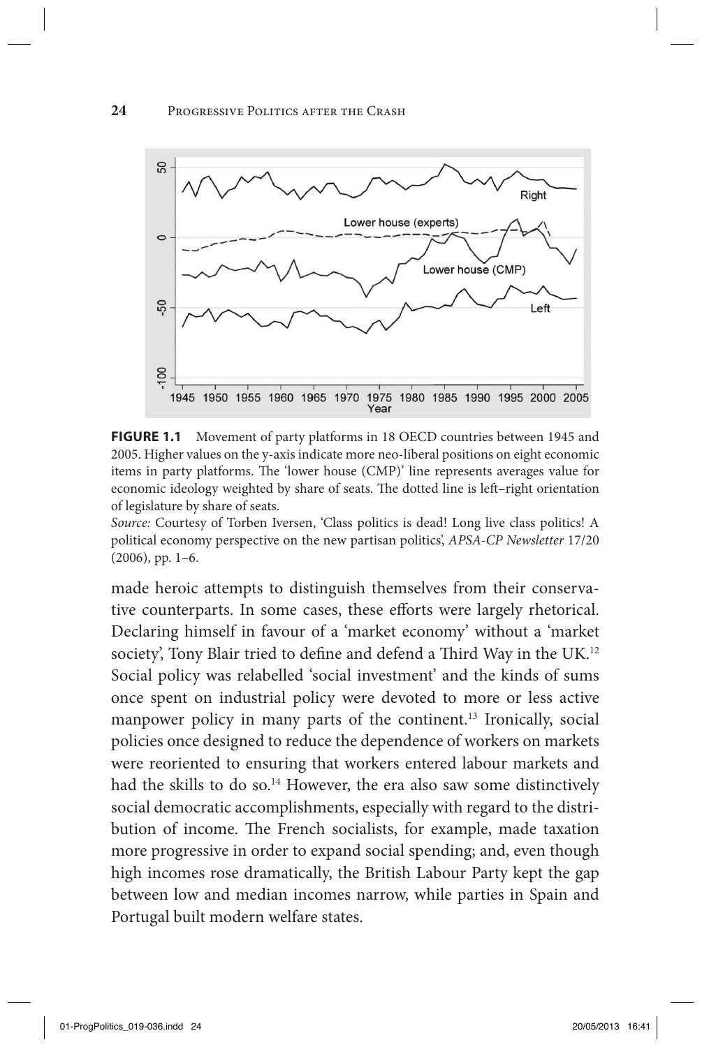**FIGURE 1.1** Movement of party platforms in 18 OECD countries between 1945 and 2005. Higher values on the y-axis indicate more neo-liberal positions on eight economic items in party platforms. The 'lower house (CMP)' line represents averages value for economic ideology weighted by share of seats. The dotted line is left–right orientation of legislature by share of seats.

*Source:* Courtesy of Torben Iversen, 'Class politics is dead! Long live class politics! A political economy perspective on the new partisan politics', *APSA-CP Newsletter* 17/20 (2006), pp. 1–6.

made heroic attempts to distinguish themselves from their conservative counterparts. In some cases, these efforts were largely rhetorical. Declaring himself in favour of a 'market economy' without a 'market society', Tony Blair tried to define and defend a Third Way in the UK.[12] Social policy was relabelled 'social investment' and the kinds of sums once spent on industrial policy were devoted to more or less active manpower policy in many parts of the continent.[13] Ironically, social policies once designed to reduce the dependence of workers on markets were reoriented to ensuring that workers entered labour markets and had the skills to do so.[14] However, the era also saw some distinctively social democratic accomplishments, especially with regard to the distribution of income. The French socialists, for example, made taxation more progressive in order to expand social spending; and, even though high incomes rose dramatically, the British Labour Party kept the gap between low and median incomes narrow, while parties in Spain and Portugal built modern welfare states.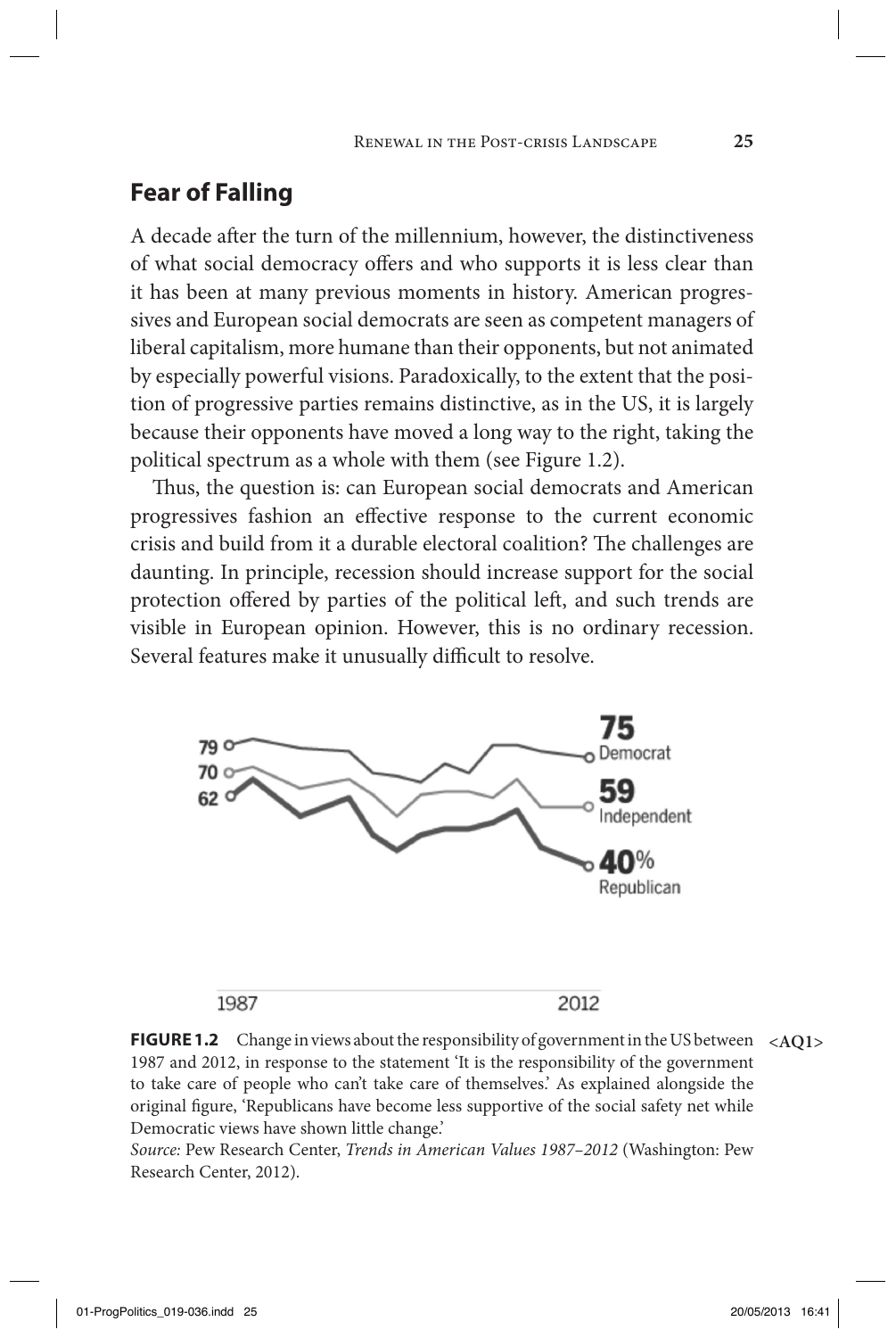## Fear of Falling

A decade after the turn of the millennium, however, the distinctiveness of what social democracy offers and who supports it is less clear than it has been at many previous moments in history. American progressives and European social democrats are seen as competent managers of liberal capitalism, more humane than their opponents, but not animated by especially powerful visions. Paradoxically, to the extent that the position of progressive parties remains distinctive, as in the US, it is largely because their opponents have moved a long way to the right, taking the political spectrum as a whole with them (see Figure 1.2).

Thus, the question is: can European social democrats and American progressives fashion an effective response to the current economic crisis and build from it a durable electoral coalition? The challenges are daunting. In principle, recession should increase support for the social protection offered by parties of the political left, and such trends are visible in European opinion. However, this is no ordinary recession. Several features make it unusually difficult to resolve.

**FIGURE 1.2** Change in views about the responsibility of government in the US between 1987 and 2012, in response to the statement 'It is the responsibility of the government to take care of people who can't take care of themselves.' As explained alongside the original figure, 'Republicans have become less supportive of the social safety net while Democratic views have shown little change.' <AQ1>

*Source:* Pew Research Center, *Trends in American Values 1987–2012* (Washington: Pew Research Center, 2012).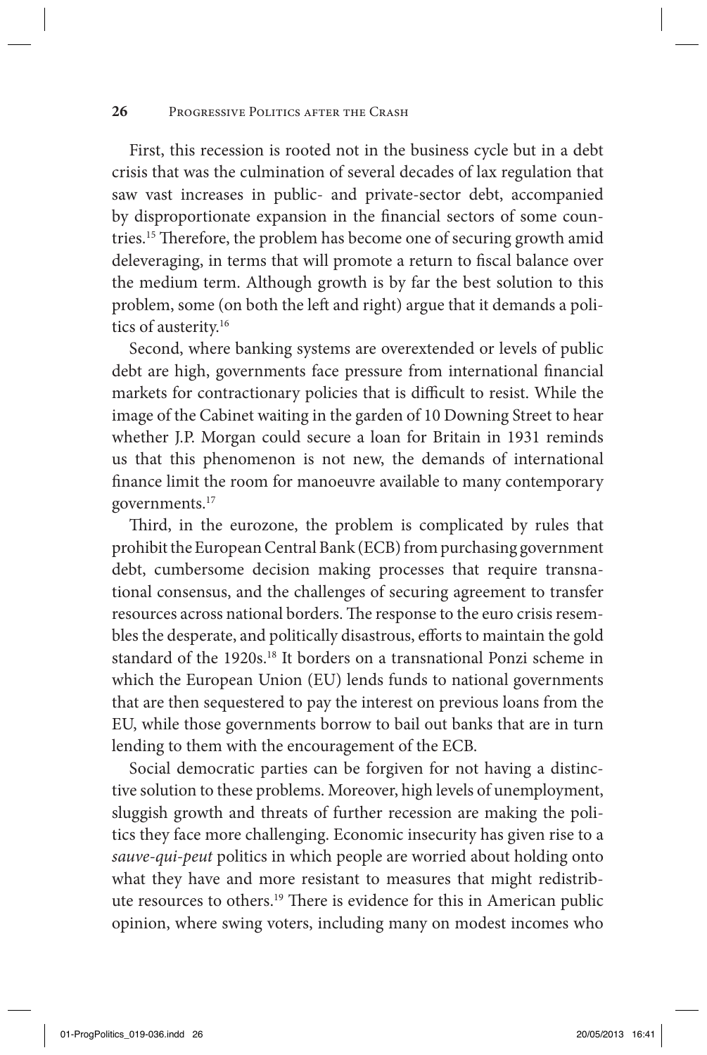First, this recession is rooted not in the business cycle but in a debt crisis that was the culmination of several decades of lax regulation that saw vast increases in public- and private-sector debt, accompanied by disproportionate expansion in the financial sectors of some countries.[15] Therefore, the problem has become one of securing growth amid deleveraging, in terms that will promote a return to fiscal balance over the medium term. Although growth is by far the best solution to this problem, some (on both the left and right) argue that it demands a politics of austerity.[16]

Second, where banking systems are overextended or levels of public debt are high, governments face pressure from international financial markets for contractionary policies that is difficult to resist. While the image of the Cabinet waiting in the garden of 10 Downing Street to hear whether J.P. Morgan could secure a loan for Britain in 1931 reminds us that this phenomenon is not new, the demands of international finance limit the room for manoeuvre available to many contemporary governments.[17]

Third, in the eurozone, the problem is complicated by rules that prohibit the European Central Bank (ECB) from purchasing government debt, cumbersome decision making processes that require transnational consensus, and the challenges of securing agreement to transfer resources across national borders. The response to the euro crisis resembles the desperate, and politically disastrous, efforts to maintain the gold standard of the 1920s.[18] It borders on a transnational Ponzi scheme in which the European Union (EU) lends funds to national governments that are then sequestered to pay the interest on previous loans from the EU, while those governments borrow to bail out banks that are in turn lending to them with the encouragement of the ECB.

Social democratic parties can be forgiven for not having a distinctive solution to these problems. Moreover, high levels of unemployment, sluggish growth and threats of further recession are making the politics they face more challenging. Economic insecurity has given rise to a *sauve-qui-peut* politics in which people are worried about holding onto what they have and more resistant to measures that might redistribute resources to others.[19] There is evidence for this in American public opinion, where swing voters, including many on modest incomes who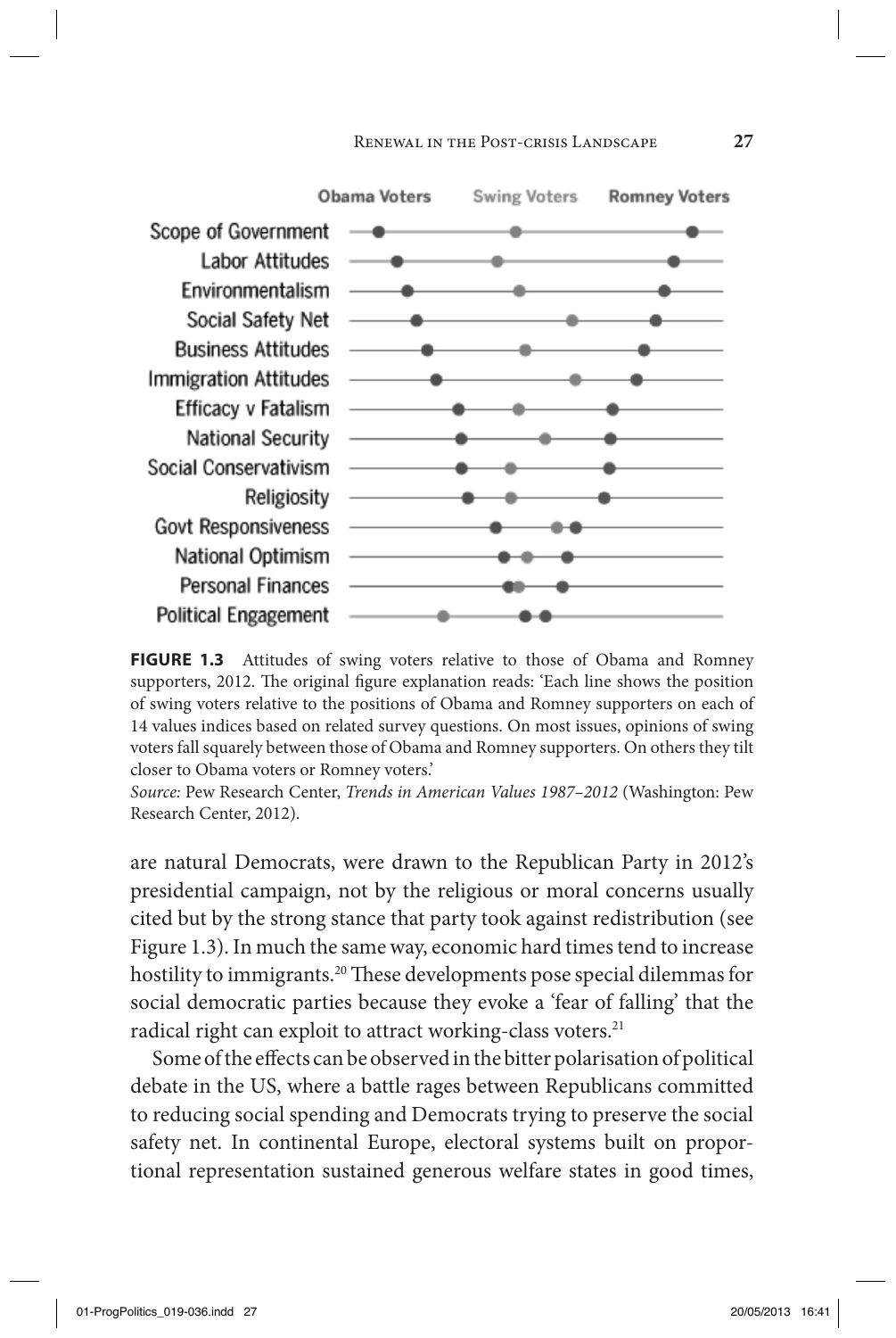**FIGURE 1.3** Attitudes of swing voters relative to those of Obama and Romney supporters, 2012. The original figure explanation reads: 'Each line shows the position of swing voters relative to the positions of Obama and Romney supporters on each of 14 values indices based on related survey questions. On most issues, opinions of swing voters fall squarely between those of Obama and Romney supporters. On others they tilt closer to Obama voters or Romney voters.'

*Source:* Pew Research Center, *Trends in American Values 1987–2012* (Washington: Pew Research Center, 2012).

are natural Democrats, were drawn to the Republican Party in 2012's presidential campaign, not by the religious or moral concerns usually cited but by the strong stance that party took against redistribution (see Figure 1.3). In much the same way, economic hard times tend to increase hostility to immigrants.[20] These developments pose special dilemmas for social democratic parties because they evoke a 'fear of falling' that the radical right can exploit to attract working-class voters.[21]

Some of the effects can be observed in the bitter polarisation of political debate in the US, where a battle rages between Republicans committed to reducing social spending and Democrats trying to preserve the social safety net. In continental Europe, electoral systems built on proportional representation sustained generous welfare states in good times,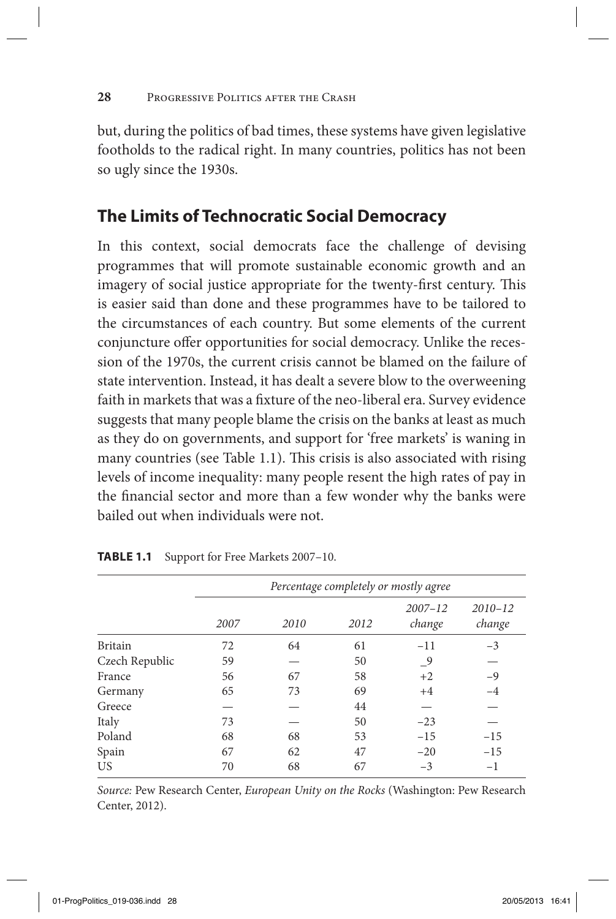but, during the politics of bad times, these systems have given legislative footholds to the radical right. In many countries, politics has not been so ugly since the 1930s.

## The Limits of Technocratic Social Democracy

In this context, social democrats face the challenge of devising programmes that will promote sustainable economic growth and an imagery of social justice appropriate for the twenty-first century. This is easier said than done and these programmes have to be tailored to the circumstances of each country. But some elements of the current conjuncture offer opportunities for social democracy. Unlike the recession of the 1970s, the current crisis cannot be blamed on the failure of state intervention. Instead, it has dealt a severe blow to the overweening faith in markets that was a fixture of the neo-liberal era. Survey evidence suggests that many people blame the crisis on the banks at least as much as they do on governments, and support for 'free markets' is waning in many countries (see Table 1.1). This crisis is also associated with rising levels of income inequality: many people resent the high rates of pay in the financial sector and more than a few wonder why the banks were bailed out when individuals were not.

**TABLE 1.1** Support for Free Markets 2007–10.

| | *Percentage completely or mostly agree* | | | | |
|---|---|---|---|---|---|
| | *2007* | *2010* | *2012* | *2007–12 change* | *2010–12 change* |
| Britain | 72 | 64 | 61 | −11 | −3 |
| Czech Republic | 59 | — | 50 | _9 | — |
| France | 56 | 67 | 58 | +2 | −9 |
| Germany | 65 | 73 | 69 | +4 | −4 |
| Greece | — | — | 44 | — | — |
| Italy | 73 | — | 50 | −23 | — |
| Poland | 68 | 68 | 53 | −15 | −15 |
| Spain | 67 | 62 | 47 | −20 | −15 |
| US | 70 | 68 | 67 | −3 | −1 |

*Source:* Pew Research Center, *European Unity on the Rocks* (Washington: Pew Research Center, 2012).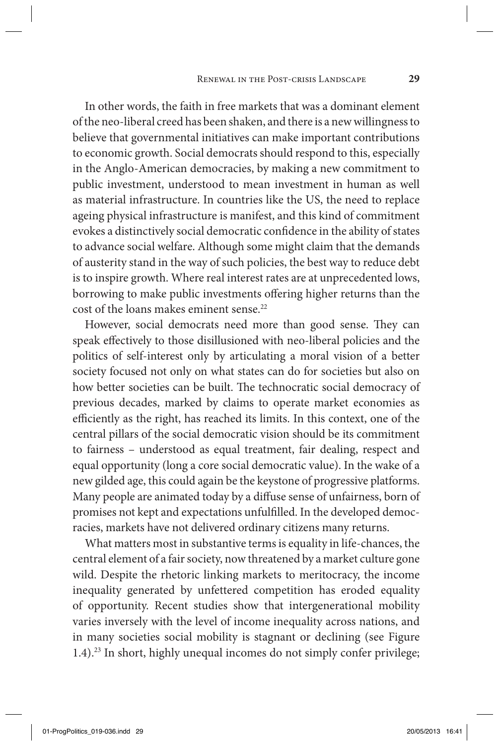In other words, the faith in free markets that was a dominant element of the neo-liberal creed has been shaken, and there is a new willingness to believe that governmental initiatives can make important contributions to economic growth. Social democrats should respond to this, especially in the Anglo-American democracies, by making a new commitment to public investment, understood to mean investment in human as well as material infrastructure. In countries like the US, the need to replace ageing physical infrastructure is manifest, and this kind of commitment evokes a distinctively social democratic confidence in the ability of states to advance social welfare. Although some might claim that the demands of austerity stand in the way of such policies, the best way to reduce debt is to inspire growth. Where real interest rates are at unprecedented lows, borrowing to make public investments offering higher returns than the cost of the loans makes eminent sense.[22]

However, social democrats need more than good sense. They can speak effectively to those disillusioned with neo-liberal policies and the politics of self-interest only by articulating a moral vision of a better society focused not only on what states can do for societies but also on how better societies can be built. The technocratic social democracy of previous decades, marked by claims to operate market economies as efficiently as the right, has reached its limits. In this context, one of the central pillars of the social democratic vision should be its commitment to fairness – understood as equal treatment, fair dealing, respect and equal opportunity (long a core social democratic value). In the wake of a new gilded age, this could again be the keystone of progressive platforms. Many people are animated today by a diffuse sense of unfairness, born of promises not kept and expectations unfulfilled. In the developed democracies, markets have not delivered ordinary citizens many returns.

What matters most in substantive terms is equality in life-chances, the central element of a fair society, now threatened by a market culture gone wild. Despite the rhetoric linking markets to meritocracy, the income inequality generated by unfettered competition has eroded equality of opportunity. Recent studies show that intergenerational mobility varies inversely with the level of income inequality across nations, and in many societies social mobility is stagnant or declining (see Figure 1.4).[23] In short, highly unequal incomes do not simply confer privilege;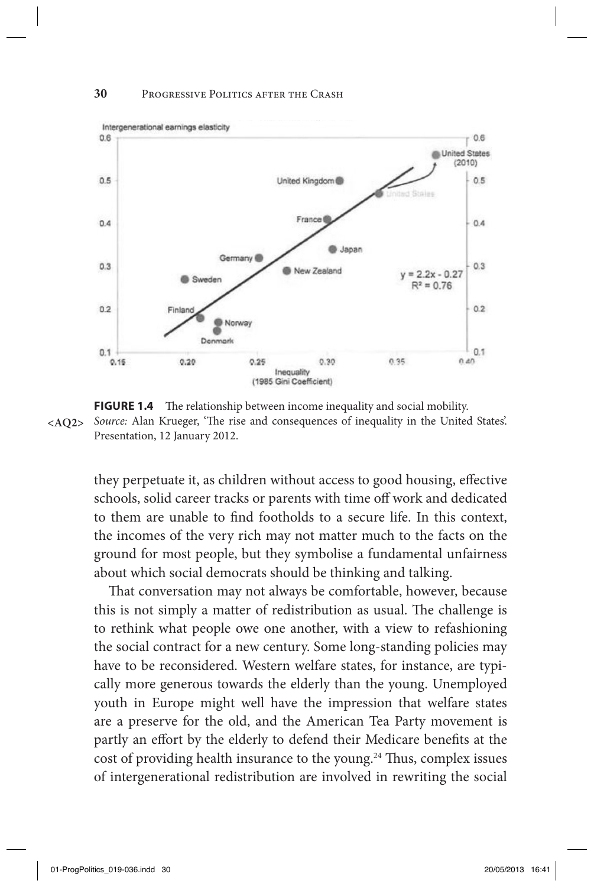**FIGURE 1.4** The relationship between income inequality and social mobility.
*Source:* Alan Krueger, 'The rise and consequences of inequality in the United States'. Presentation, 12 January 2012.

they perpetuate it, as children without access to good housing, effective schools, solid career tracks or parents with time off work and dedicated to them are unable to find footholds to a secure life. In this context, the incomes of the very rich may not matter much to the facts on the ground for most people, but they symbolise a fundamental unfairness about which social democrats should be thinking and talking.

That conversation may not always be comfortable, however, because this is not simply a matter of redistribution as usual. The challenge is to rethink what people owe one another, with a view to refashioning the social contract for a new century. Some long-standing policies may have to be reconsidered. Western welfare states, for instance, are typically more generous towards the elderly than the young. Unemployed youth in Europe might well have the impression that welfare states are a preserve for the old, and the American Tea Party movement is partly an effort by the elderly to defend their Medicare benefits at the cost of providing health insurance to the young.[24] Thus, complex issues of intergenerational redistribution are involved in rewriting the social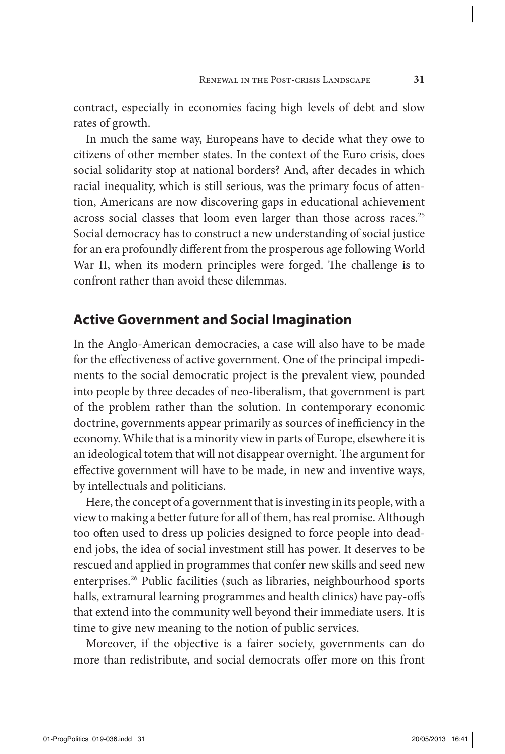contract, especially in economies facing high levels of debt and slow rates of growth.

In much the same way, Europeans have to decide what they owe to citizens of other member states. In the context of the Euro crisis, does social solidarity stop at national borders? And, after decades in which racial inequality, which is still serious, was the primary focus of attention, Americans are now discovering gaps in educational achievement across social classes that loom even larger than those across races.[25] Social democracy has to construct a new understanding of social justice for an era profoundly different from the prosperous age following World War II, when its modern principles were forged. The challenge is to confront rather than avoid these dilemmas.

## Active Government and Social Imagination

In the Anglo-American democracies, a case will also have to be made for the effectiveness of active government. One of the principal impediments to the social democratic project is the prevalent view, pounded into people by three decades of neo-liberalism, that government is part of the problem rather than the solution. In contemporary economic doctrine, governments appear primarily as sources of inefficiency in the economy. While that is a minority view in parts of Europe, elsewhere it is an ideological totem that will not disappear overnight. The argument for effective government will have to be made, in new and inventive ways, by intellectuals and politicians.

Here, the concept of a government that is investing in its people, with a view to making a better future for all of them, has real promise. Although too often used to dress up policies designed to force people into dead-end jobs, the idea of social investment still has power. It deserves to be rescued and applied in programmes that confer new skills and seed new enterprises.[26] Public facilities (such as libraries, neighbourhood sports halls, extramural learning programmes and health clinics) have pay-offs that extend into the community well beyond their immediate users. It is time to give new meaning to the notion of public services.

Moreover, if the objective is a fairer society, governments can do more than redistribute, and social democrats offer more on this front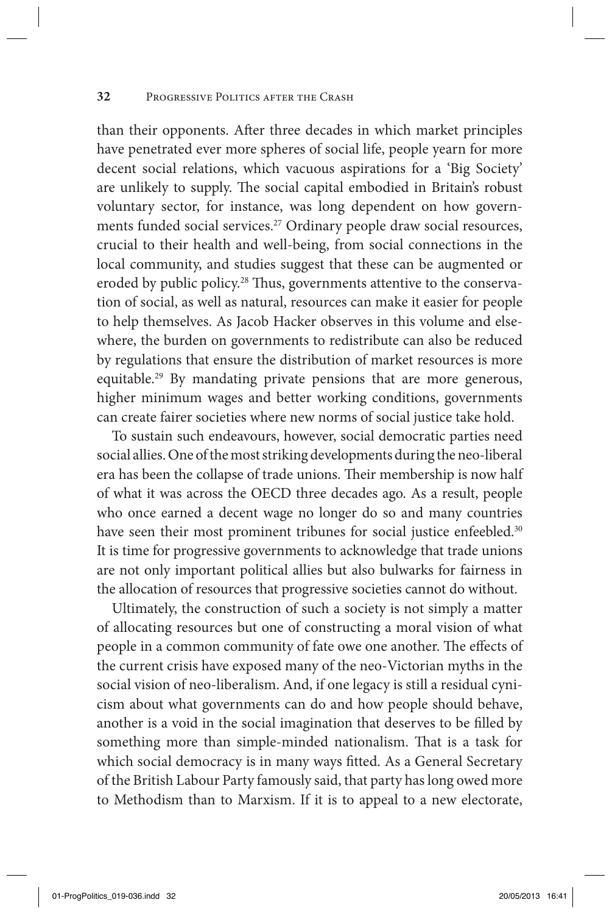than their opponents. After three decades in which market principles have penetrated ever more spheres of social life, people yearn for more decent social relations, which vacuous aspirations for a 'Big Society' are unlikely to supply. The social capital embodied in Britain's robust voluntary sector, for instance, was long dependent on how governments funded social services.[27] Ordinary people draw social resources, crucial to their health and well-being, from social connections in the local community, and studies suggest that these can be augmented or eroded by public policy.[28] Thus, governments attentive to the conservation of social, as well as natural, resources can make it easier for people to help themselves. As Jacob Hacker observes in this volume and elsewhere, the burden on governments to redistribute can also be reduced by regulations that ensure the distribution of market resources is more equitable.[29] By mandating private pensions that are more generous, higher minimum wages and better working conditions, governments can create fairer societies where new norms of social justice take hold.

To sustain such endeavours, however, social democratic parties need social allies. One of the most striking developments during the neo-liberal era has been the collapse of trade unions. Their membership is now half of what it was across the OECD three decades ago. As a result, people who once earned a decent wage no longer do so and many countries have seen their most prominent tribunes for social justice enfeebled.[30] It is time for progressive governments to acknowledge that trade unions are not only important political allies but also bulwarks for fairness in the allocation of resources that progressive societies cannot do without.

Ultimately, the construction of such a society is not simply a matter of allocating resources but one of constructing a moral vision of what people in a common community of fate owe one another. The effects of the current crisis have exposed many of the neo-Victorian myths in the social vision of neo-liberalism. And, if one legacy is still a residual cynicism about what governments can do and how people should behave, another is a void in the social imagination that deserves to be filled by something more than simple-minded nationalism. That is a task for which social democracy is in many ways fitted. As a General Secretary of the British Labour Party famously said, that party has long owed more to Methodism than to Marxism. If it is to appeal to a new electorate,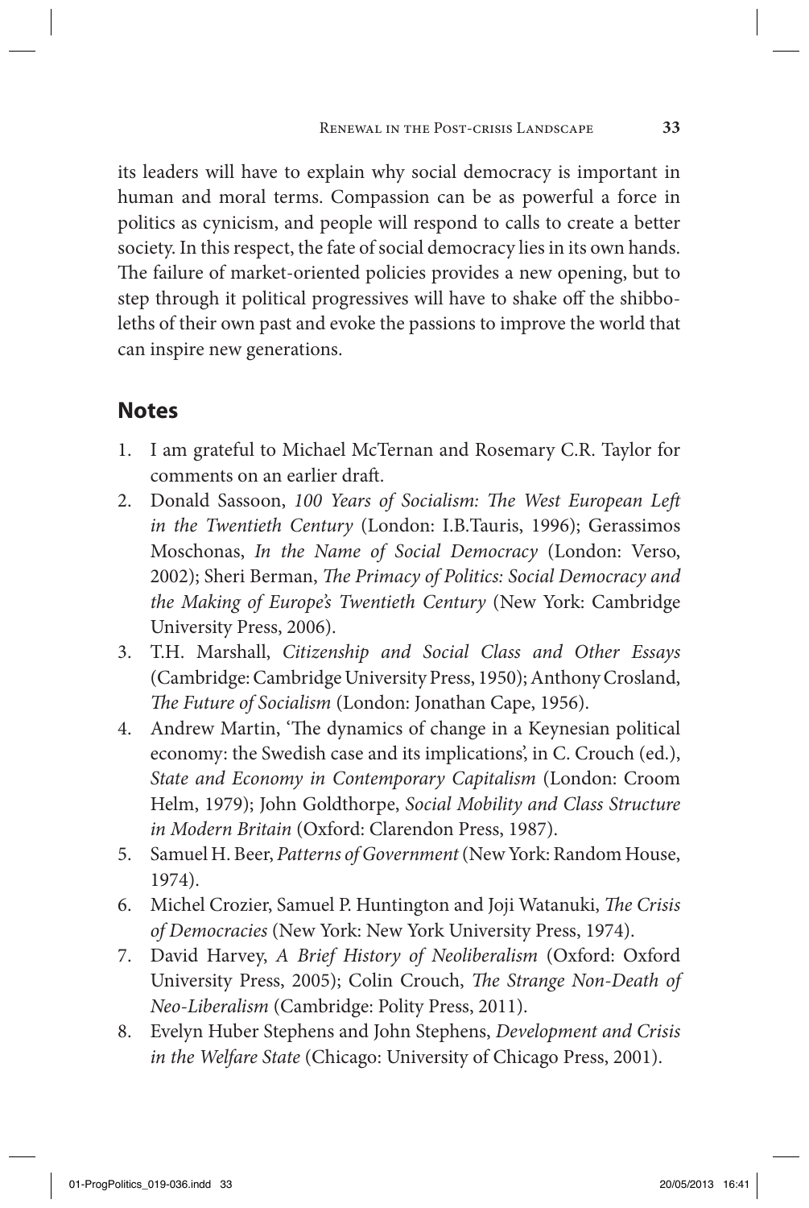its leaders will have to explain why social democracy is important in human and moral terms. Compassion can be as powerful a force in politics as cynicism, and people will respond to calls to create a better society. In this respect, the fate of social democracy lies in its own hands. The failure of market-oriented policies provides a new opening, but to step through it political progressives will have to shake off the shibboleths of their own past and evoke the passions to improve the world that can inspire new generations.

## Notes

1. I am grateful to Michael McTernan and Rosemary C.R. Taylor for comments on an earlier draft.
2. Donald Sassoon, *100 Years of Socialism: The West European Left in the Twentieth Century* (London: I.B.Tauris, 1996); Gerassimos Moschonas, *In the Name of Social Democracy* (London: Verso, 2002); Sheri Berman, *The Primacy of Politics: Social Democracy and the Making of Europe's Twentieth Century* (New York: Cambridge University Press, 2006).
3. T.H. Marshall, *Citizenship and Social Class and Other Essays* (Cambridge: Cambridge University Press, 1950); Anthony Crosland, *The Future of Socialism* (London: Jonathan Cape, 1956).
4. Andrew Martin, 'The dynamics of change in a Keynesian political economy: the Swedish case and its implications', in C. Crouch (ed.), *State and Economy in Contemporary Capitalism* (London: Croom Helm, 1979); John Goldthorpe, *Social Mobility and Class Structure in Modern Britain* (Oxford: Clarendon Press, 1987).
5. Samuel H. Beer, *Patterns of Government* (New York: Random House, 1974).
6. Michel Crozier, Samuel P. Huntington and Joji Watanuki, *The Crisis of Democracies* (New York: New York University Press, 1974).
7. David Harvey, *A Brief History of Neoliberalism* (Oxford: Oxford University Press, 2005); Colin Crouch, *The Strange Non-Death of Neo-Liberalism* (Cambridge: Polity Press, 2011).
8. Evelyn Huber Stephens and John Stephens, *Development and Crisis in the Welfare State* (Chicago: University of Chicago Press, 2001).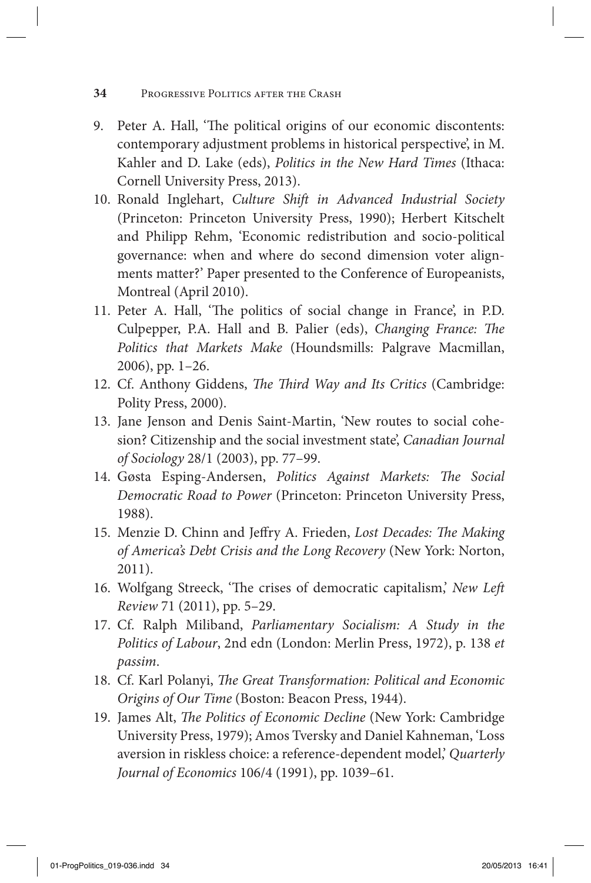9. Peter A. Hall, 'The political origins of our economic discontents: contemporary adjustment problems in historical perspective', in M. Kahler and D. Lake (eds), *Politics in the New Hard Times* (Ithaca: Cornell University Press, 2013).
10. Ronald Inglehart, *Culture Shift in Advanced Industrial Society* (Princeton: Princeton University Press, 1990); Herbert Kitschelt and Philipp Rehm, 'Economic redistribution and socio-political governance: when and where do second dimension voter alignments matter?' Paper presented to the Conference of Europeanists, Montreal (April 2010).
11. Peter A. Hall, 'The politics of social change in France', in P.D. Culpepper, P.A. Hall and B. Palier (eds), *Changing France: The Politics that Markets Make* (Houndsmills: Palgrave Macmillan, 2006), pp. 1–26.
12. Cf. Anthony Giddens, *The Third Way and Its Critics* (Cambridge: Polity Press, 2000).
13. Jane Jenson and Denis Saint-Martin, 'New routes to social cohesion? Citizenship and the social investment state', *Canadian Journal of Sociology* 28/1 (2003), pp. 77–99.
14. Gøsta Esping-Andersen, *Politics Against Markets: The Social Democratic Road to Power* (Princeton: Princeton University Press, 1988).
15. Menzie D. Chinn and Jeffry A. Frieden, *Lost Decades: The Making of America's Debt Crisis and the Long Recovery* (New York: Norton, 2011).
16. Wolfgang Streeck, 'The crises of democratic capitalism,' *New Left Review* 71 (2011), pp. 5–29.
17. Cf. Ralph Miliband, *Parliamentary Socialism: A Study in the Politics of Labour*, 2nd edn (London: Merlin Press, 1972), p. 138 *et passim*.
18. Cf. Karl Polanyi, *The Great Transformation: Political and Economic Origins of Our Time* (Boston: Beacon Press, 1944).
19. James Alt, *The Politics of Economic Decline* (New York: Cambridge University Press, 1979); Amos Tversky and Daniel Kahneman, 'Loss aversion in riskless choice: a reference-dependent model,' *Quarterly Journal of Economics* 106/4 (1991), pp. 1039–61.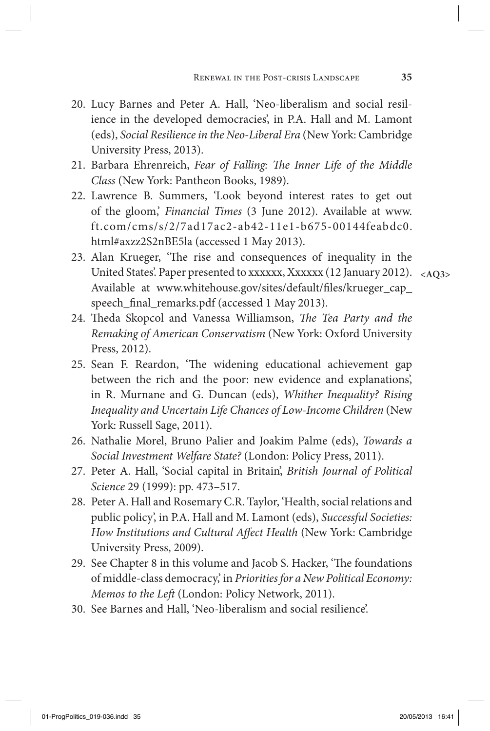20. Lucy Barnes and Peter A. Hall, 'Neo-liberalism and social resilience in the developed democracies', in P.A. Hall and M. Lamont (eds), *Social Resilience in the Neo-Liberal Era* (New York: Cambridge University Press, 2013).
21. Barbara Ehrenreich, *Fear of Falling: The Inner Life of the Middle Class* (New York: Pantheon Books, 1989).
22. Lawrence B. Summers, 'Look beyond interest rates to get out of the gloom,' *Financial Times* (3 June 2012). Available at www.ft.com/cms/s/2/7ad17ac2-ab42-11e1-b675-00144feabdc0.html#axzz2S2nBE5la (accessed 1 May 2013).
23. Alan Krueger, 'The rise and consequences of inequality in the United States'. Paper presented to xxxxxx, Xxxxxx (12 January 2012). <AQ3> Available at www.whitehouse.gov/sites/default/files/krueger_cap_speech_final_remarks.pdf (accessed 1 May 2013).
24. Theda Skopcol and Vanessa Williamson, *The Tea Party and the Remaking of American Conservatism* (New York: Oxford University Press, 2012).
25. Sean F. Reardon, 'The widening educational achievement gap between the rich and the poor: new evidence and explanations', in R. Murnane and G. Duncan (eds), *Whither Inequality? Rising Inequality and Uncertain Life Chances of Low-Income Children* (New York: Russell Sage, 2011).
26. Nathalie Morel, Bruno Palier and Joakim Palme (eds), *Towards a Social Investment Welfare State?* (London: Policy Press, 2011).
27. Peter A. Hall, 'Social capital in Britain', *British Journal of Political Science* 29 (1999): pp. 473–517.
28. Peter A. Hall and Rosemary C.R. Taylor, 'Health, social relations and public policy', in P.A. Hall and M. Lamont (eds), *Successful Societies: How Institutions and Cultural Affect Health* (New York: Cambridge University Press, 2009).
29. See Chapter 8 in this volume and Jacob S. Hacker, 'The foundations of middle-class democracy,' in *Priorities for a New Political Economy: Memos to the Left* (London: Policy Network, 2011).
30. See Barnes and Hall, 'Neo-liberalism and social resilience'.